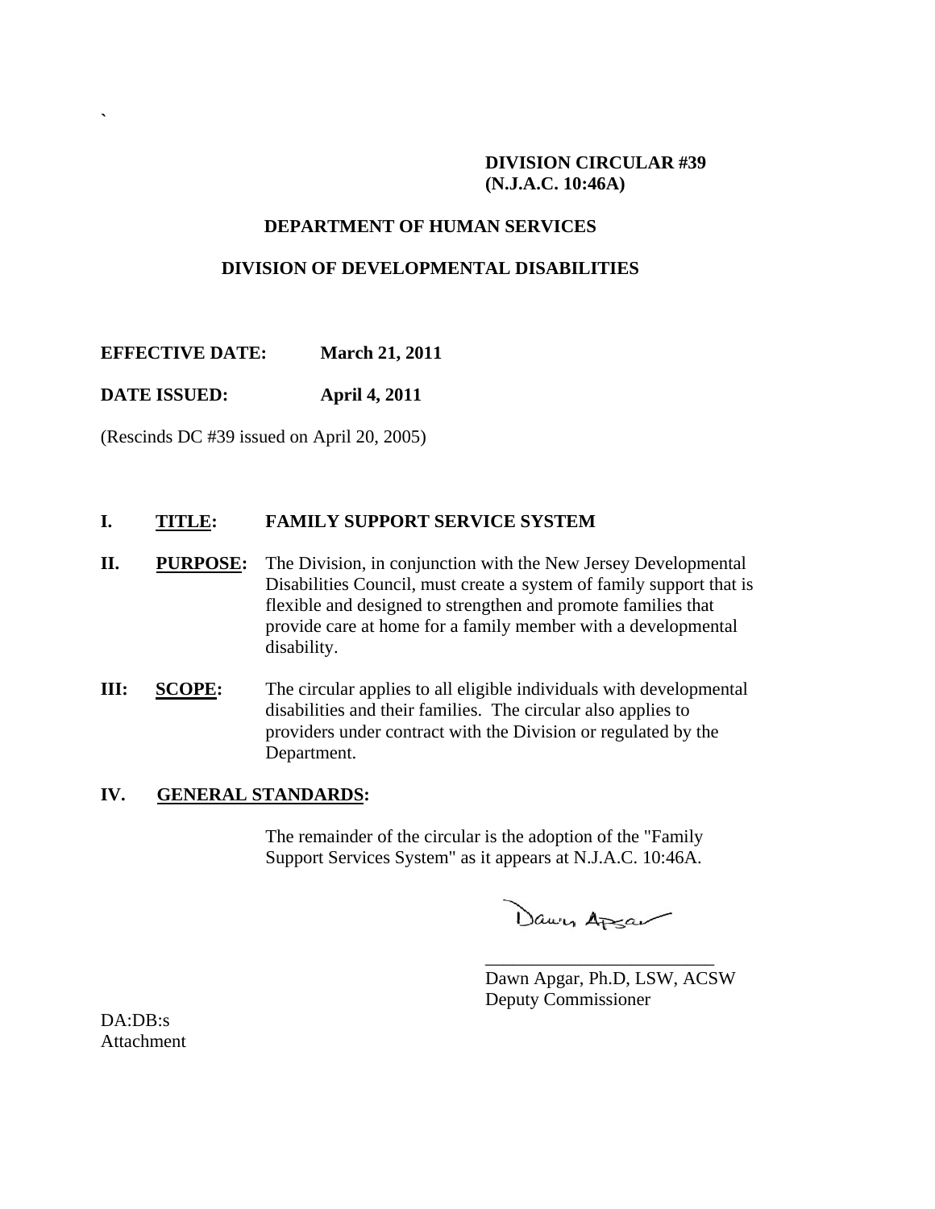**DIVISION CIRCULAR #39**
**(N.J.A.C. 10:46A)**

**DEPARTMENT OF HUMAN SERVICES**

**DIVISION OF DEVELOPMENTAL DISABILITIES**

**EFFECTIVE DATE:** **March 21, 2011**

**DATE ISSUED:** **April 4, 2011**

(Rescinds DC #39 issued on April 20, 2005)

**I. TITLE: FAMILY SUPPORT SERVICE SYSTEM**

**II. PURPOSE:** The Division, in conjunction with the New Jersey Developmental Disabilities Council, must create a system of family support that is flexible and designed to strengthen and promote families that provide care at home for a family member with a developmental disability.

**III: SCOPE:** The circular applies to all eligible individuals with developmental disabilities and their families. The circular also applies to providers under contract with the Division or regulated by the Department.

**IV. GENERAL STANDARDS:**

The remainder of the circular is the adoption of the "Family Support Services System" as it appears at N.J.A.C. 10:46A.

Dawn Apgar

\_\_\_\_\_\_\_\_\_\_\_\_\_\_\_\_\_\_\_\_\_\_\_\_\_
Dawn Apgar, Ph.D, LSW, ACSW
Deputy Commissioner

DA:DB:s
Attachment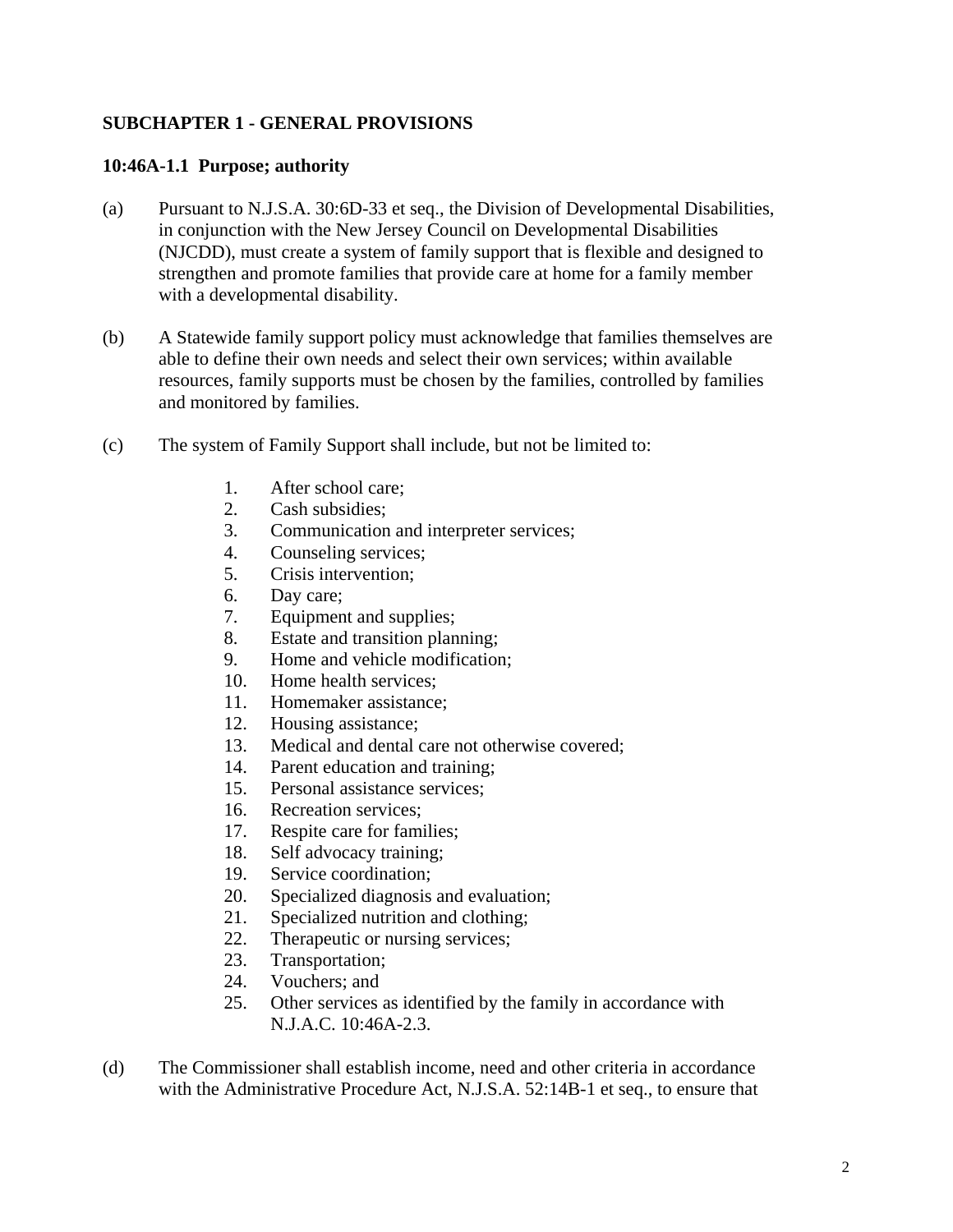## SUBCHAPTER 1 - GENERAL PROVISIONS

### 10:46A-1.1 Purpose; authority

(a) Pursuant to N.J.S.A. 30:6D-33 et seq., the Division of Developmental Disabilities, in conjunction with the New Jersey Council on Developmental Disabilities (NJCDD), must create a system of family support that is flexible and designed to strengthen and promote families that provide care at home for a family member with a developmental disability.

(b) A Statewide family support policy must acknowledge that families themselves are able to define their own needs and select their own services; within available resources, family supports must be chosen by the families, controlled by families and monitored by families.

(c) The system of Family Support shall include, but not be limited to:

1. After school care;
2. Cash subsidies;
3. Communication and interpreter services;
4. Counseling services;
5. Crisis intervention;
6. Day care;
7. Equipment and supplies;
8. Estate and transition planning;
9. Home and vehicle modification;
10. Home health services;
11. Homemaker assistance;
12. Housing assistance;
13. Medical and dental care not otherwise covered;
14. Parent education and training;
15. Personal assistance services;
16. Recreation services;
17. Respite care for families;
18. Self advocacy training;
19. Service coordination;
20. Specialized diagnosis and evaluation;
21. Specialized nutrition and clothing;
22. Therapeutic or nursing services;
23. Transportation;
24. Vouchers; and
25. Other services as identified by the family in accordance with N.J.A.C. 10:46A-2.3.

(d) The Commissioner shall establish income, need and other criteria in accordance with the Administrative Procedure Act, N.J.S.A. 52:14B-1 et seq., to ensure that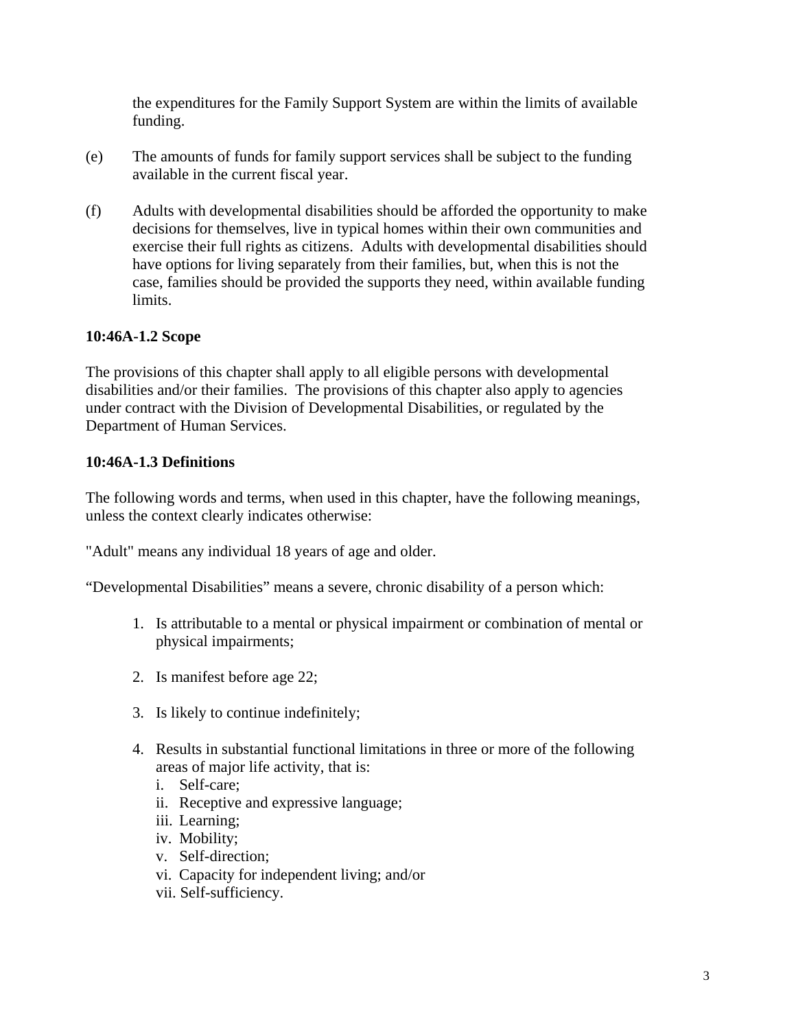the expenditures for the Family Support System are within the limits of available funding.

(e) The amounts of funds for family support services shall be subject to the funding available in the current fiscal year.

(f) Adults with developmental disabilities should be afforded the opportunity to make decisions for themselves, live in typical homes within their own communities and exercise their full rights as citizens. Adults with developmental disabilities should have options for living separately from their families, but, when this is not the case, families should be provided the supports they need, within available funding limits.

**10:46A-1.2 Scope**

The provisions of this chapter shall apply to all eligible persons with developmental disabilities and/or their families. The provisions of this chapter also apply to agencies under contract with the Division of Developmental Disabilities, or regulated by the Department of Human Services.

**10:46A-1.3 Definitions**

The following words and terms, when used in this chapter, have the following meanings, unless the context clearly indicates otherwise:

"Adult" means any individual 18 years of age and older.

"Developmental Disabilities" means a severe, chronic disability of a person which:

1. Is attributable to a mental or physical impairment or combination of mental or physical impairments;

2. Is manifest before age 22;

3. Is likely to continue indefinitely;

4. Results in substantial functional limitations in three or more of the following areas of major life activity, that is:
   i. Self-care;
   ii. Receptive and expressive language;
   iii. Learning;
   iv. Mobility;
   v. Self-direction;
   vi. Capacity for independent living; and/or
   vii. Self-sufficiency.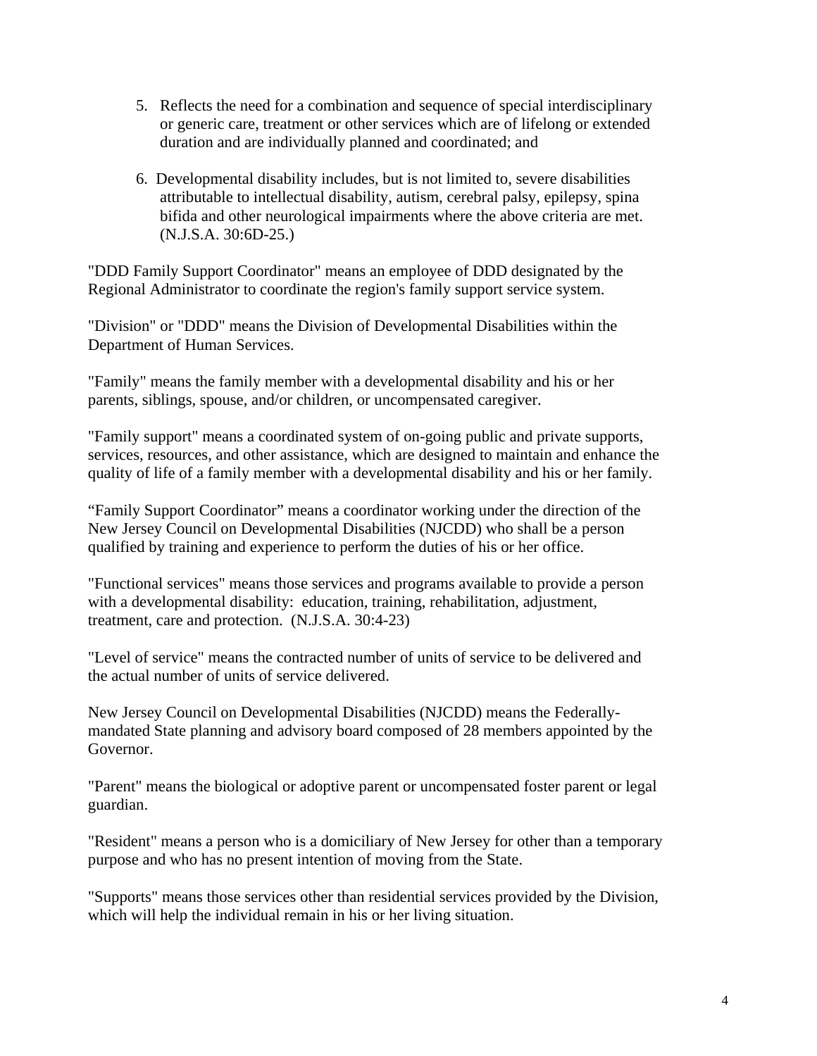5. Reflects the need for a combination and sequence of special interdisciplinary or generic care, treatment or other services which are of lifelong or extended duration and are individually planned and coordinated; and

6. Developmental disability includes, but is not limited to, severe disabilities attributable to intellectual disability, autism, cerebral palsy, epilepsy, spina bifida and other neurological impairments where the above criteria are met. (N.J.S.A. 30:6D-25.)

"DDD Family Support Coordinator" means an employee of DDD designated by the Regional Administrator to coordinate the region's family support service system.

"Division" or "DDD" means the Division of Developmental Disabilities within the Department of Human Services.

"Family" means the family member with a developmental disability and his or her parents, siblings, spouse, and/or children, or uncompensated caregiver.

"Family support" means a coordinated system of on-going public and private supports, services, resources, and other assistance, which are designed to maintain and enhance the quality of life of a family member with a developmental disability and his or her family.

“Family Support Coordinator” means a coordinator working under the direction of the New Jersey Council on Developmental Disabilities (NJCDD) who shall be a person qualified by training and experience to perform the duties of his or her office.

"Functional services" means those services and programs available to provide a person with a developmental disability: education, training, rehabilitation, adjustment, treatment, care and protection. (N.J.S.A. 30:4-23)

"Level of service" means the contracted number of units of service to be delivered and the actual number of units of service delivered.

New Jersey Council on Developmental Disabilities (NJCDD) means the Federally-mandated State planning and advisory board composed of 28 members appointed by the Governor.

"Parent" means the biological or adoptive parent or uncompensated foster parent or legal guardian.

"Resident" means a person who is a domiciliary of New Jersey for other than a temporary purpose and who has no present intention of moving from the State.

"Supports" means those services other than residential services provided by the Division, which will help the individual remain in his or her living situation.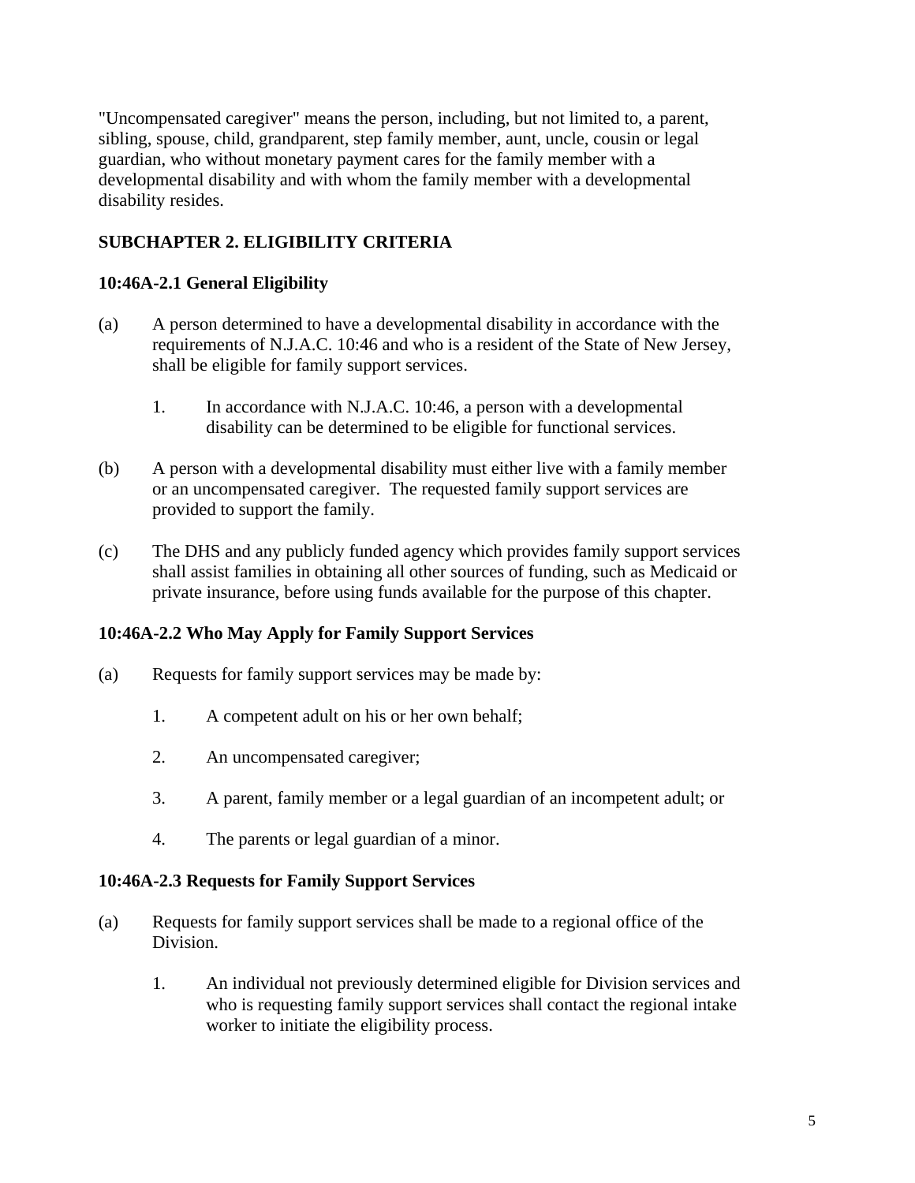"Uncompensated caregiver" means the person, including, but not limited to, a parent, sibling, spouse, child, grandparent, step family member, aunt, uncle, cousin or legal guardian, who without monetary payment cares for the family member with a developmental disability and with whom the family member with a developmental disability resides.

## SUBCHAPTER 2. ELIGIBILITY CRITERIA

### 10:46A-2.1 General Eligibility

(a) A person determined to have a developmental disability in accordance with the requirements of N.J.A.C. 10:46 and who is a resident of the State of New Jersey, shall be eligible for family support services.

   1. In accordance with N.J.A.C. 10:46, a person with a developmental disability can be determined to be eligible for functional services.

(b) A person with a developmental disability must either live with a family member or an uncompensated caregiver. The requested family support services are provided to support the family.

(c) The DHS and any publicly funded agency which provides family support services shall assist families in obtaining all other sources of funding, such as Medicaid or private insurance, before using funds available for the purpose of this chapter.

### 10:46A-2.2 Who May Apply for Family Support Services

(a) Requests for family support services may be made by:

   1. A competent adult on his or her own behalf;

   2. An uncompensated caregiver;

   3. A parent, family member or a legal guardian of an incompetent adult; or

   4. The parents or legal guardian of a minor.

### 10:46A-2.3 Requests for Family Support Services

(a) Requests for family support services shall be made to a regional office of the Division.

   1. An individual not previously determined eligible for Division services and who is requesting family support services shall contact the regional intake worker to initiate the eligibility process.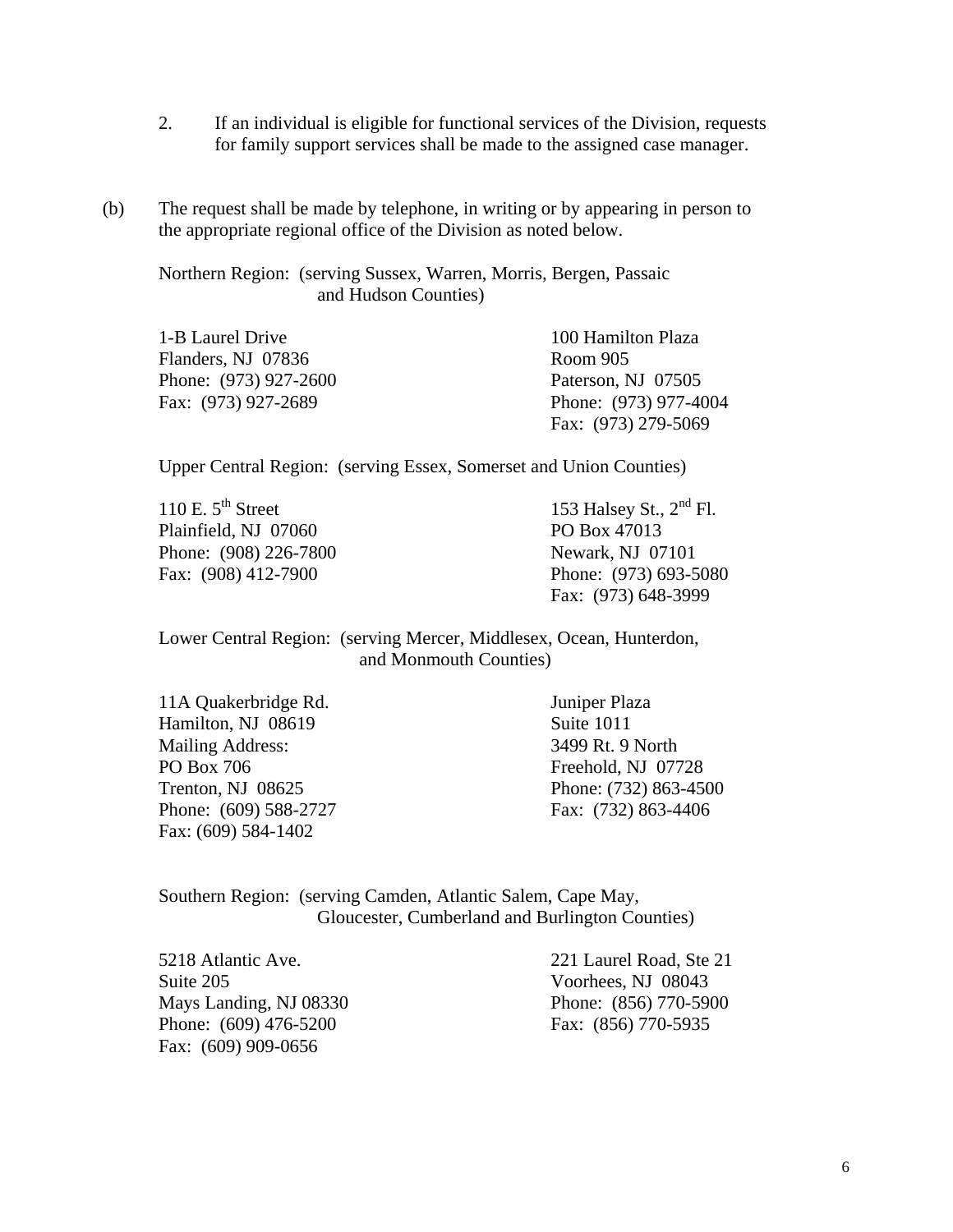2. If an individual is eligible for functional services of the Division, requests for family support services shall be made to the assigned case manager.

(b) The request shall be made by telephone, in writing or by appearing in person to the appropriate regional office of the Division as noted below.

Northern Region: (serving Sussex, Warren, Morris, Bergen, Passaic and Hudson Counties)

1-B Laurel Drive
Flanders, NJ 07836
Phone: (973) 927-2600
Fax: (973) 927-2689

100 Hamilton Plaza
Room 905
Paterson, NJ 07505
Phone: (973) 977-4004
Fax: (973) 279-5069

Upper Central Region: (serving Essex, Somerset and Union Counties)

110 E. 5th Street
Plainfield, NJ 07060
Phone: (908) 226-7800
Fax: (908) 412-7900

153 Halsey St., 2nd Fl.
PO Box 47013
Newark, NJ 07101
Phone: (973) 693-5080
Fax: (973) 648-3999

Lower Central Region: (serving Mercer, Middlesex, Ocean, Hunterdon, and Monmouth Counties)

11A Quakerbridge Rd.
Hamilton, NJ 08619
Mailing Address:
PO Box 706
Trenton, NJ 08625
Phone: (609) 588-2727
Fax: (609) 584-1402

Juniper Plaza
Suite 1011
3499 Rt. 9 North
Freehold, NJ 07728
Phone: (732) 863-4500
Fax: (732) 863-4406

Southern Region: (serving Camden, Atlantic Salem, Cape May, Gloucester, Cumberland and Burlington Counties)

5218 Atlantic Ave.
Suite 205
Mays Landing, NJ 08330
Phone: (609) 476-5200
Fax: (609) 909-0656

221 Laurel Road, Ste 21
Voorhees, NJ 08043
Phone: (856) 770-5900
Fax: (856) 770-5935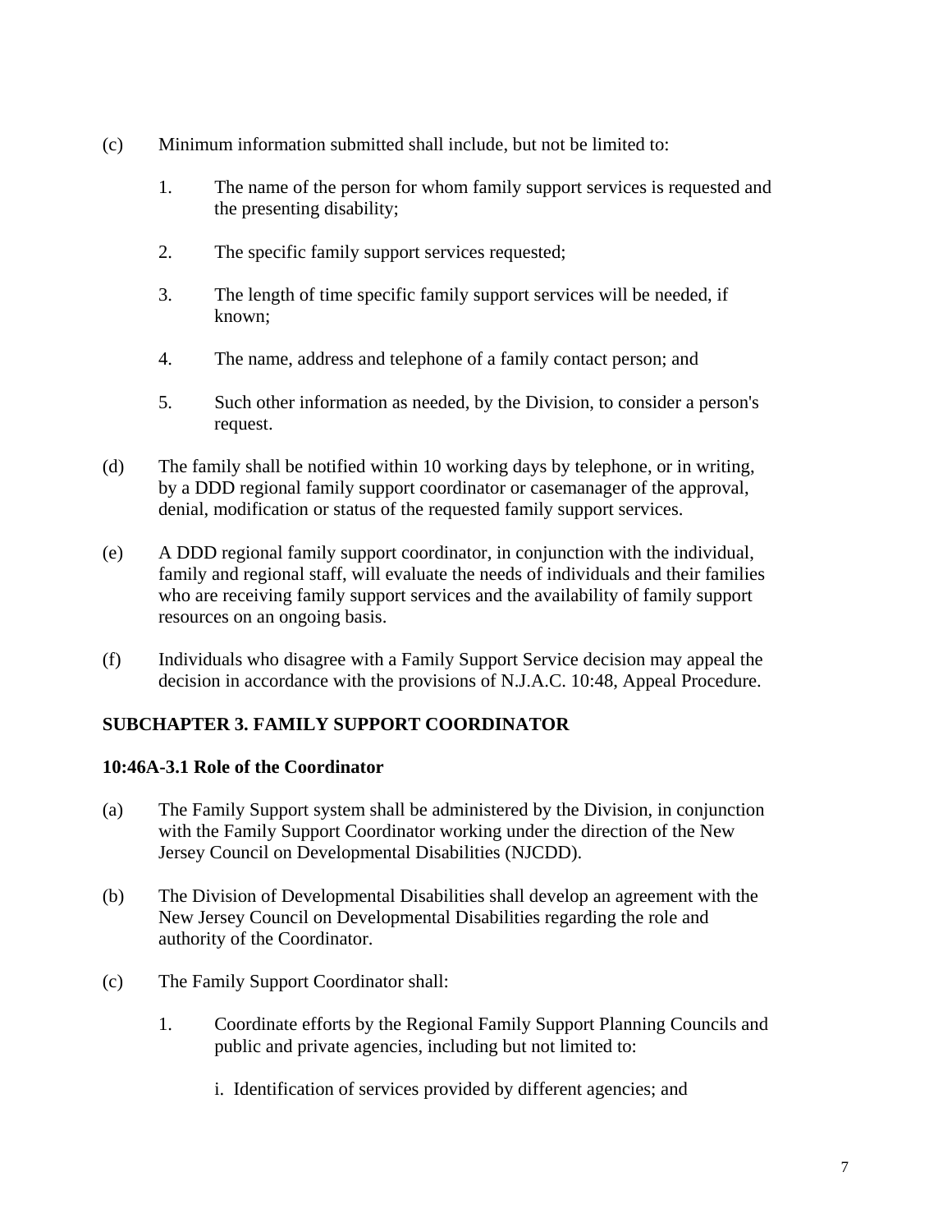(c) Minimum information submitted shall include, but not be limited to:

1. The name of the person for whom family support services is requested and the presenting disability;

2. The specific family support services requested;

3. The length of time specific family support services will be needed, if known;

4. The name, address and telephone of a family contact person; and

5. Such other information as needed, by the Division, to consider a person's request.

(d) The family shall be notified within 10 working days by telephone, or in writing, by a DDD regional family support coordinator or casemanager of the approval, denial, modification or status of the requested family support services.

(e) A DDD regional family support coordinator, in conjunction with the individual, family and regional staff, will evaluate the needs of individuals and their families who are receiving family support services and the availability of family support resources on an ongoing basis.

(f) Individuals who disagree with a Family Support Service decision may appeal the decision in accordance with the provisions of N.J.A.C. 10:48, Appeal Procedure.

## SUBCHAPTER 3. FAMILY SUPPORT COORDINATOR

### 10:46A-3.1 Role of the Coordinator

(a) The Family Support system shall be administered by the Division, in conjunction with the Family Support Coordinator working under the direction of the New Jersey Council on Developmental Disabilities (NJCDD).

(b) The Division of Developmental Disabilities shall develop an agreement with the New Jersey Council on Developmental Disabilities regarding the role and authority of the Coordinator.

(c) The Family Support Coordinator shall:

1. Coordinate efforts by the Regional Family Support Planning Councils and public and private agencies, including but not limited to:

    i. Identification of services provided by different agencies; and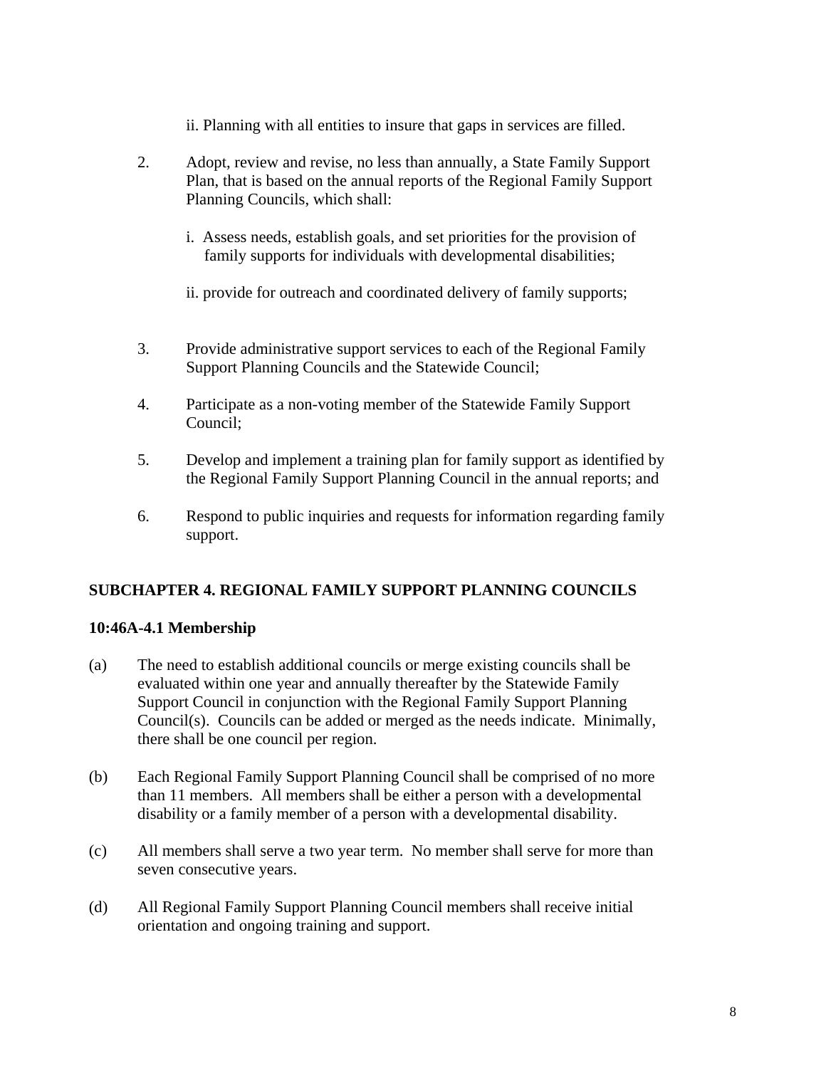ii. Planning with all entities to insure that gaps in services are filled.

2. Adopt, review and revise, no less than annually, a State Family Support Plan, that is based on the annual reports of the Regional Family Support Planning Councils, which shall:

   i. Assess needs, establish goals, and set priorities for the provision of family supports for individuals with developmental disabilities;

   ii. provide for outreach and coordinated delivery of family supports;

3. Provide administrative support services to each of the Regional Family Support Planning Councils and the Statewide Council;

4. Participate as a non-voting member of the Statewide Family Support Council;

5. Develop and implement a training plan for family support as identified by the Regional Family Support Planning Council in the annual reports; and

6. Respond to public inquiries and requests for information regarding family support.

## SUBCHAPTER 4. REGIONAL FAMILY SUPPORT PLANNING COUNCILS

### 10:46A-4.1 Membership

(a) The need to establish additional councils or merge existing councils shall be evaluated within one year and annually thereafter by the Statewide Family Support Council in conjunction with the Regional Family Support Planning Council(s). Councils can be added or merged as the needs indicate. Minimally, there shall be one council per region.

(b) Each Regional Family Support Planning Council shall be comprised of no more than 11 members. All members shall be either a person with a developmental disability or a family member of a person with a developmental disability.

(c) All members shall serve a two year term. No member shall serve for more than seven consecutive years.

(d) All Regional Family Support Planning Council members shall receive initial orientation and ongoing training and support.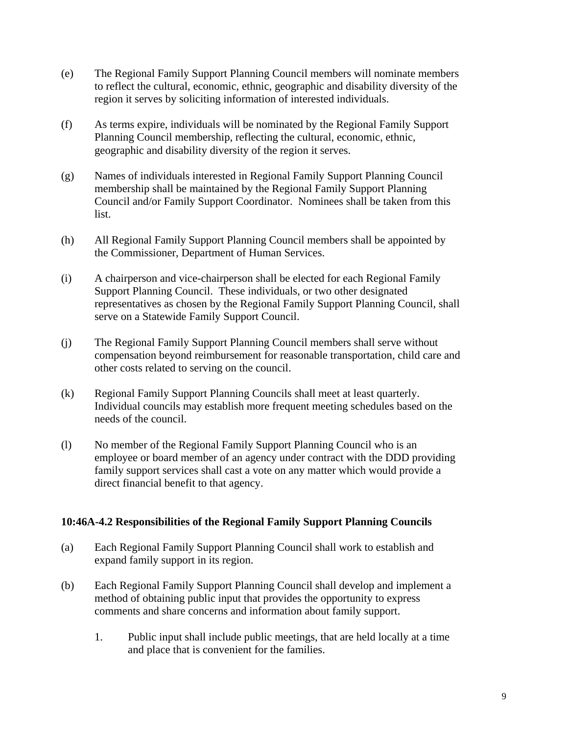(e) The Regional Family Support Planning Council members will nominate members to reflect the cultural, economic, ethnic, geographic and disability diversity of the region it serves by soliciting information of interested individuals.

(f) As terms expire, individuals will be nominated by the Regional Family Support Planning Council membership, reflecting the cultural, economic, ethnic, geographic and disability diversity of the region it serves.

(g) Names of individuals interested in Regional Family Support Planning Council membership shall be maintained by the Regional Family Support Planning Council and/or Family Support Coordinator. Nominees shall be taken from this list.

(h) All Regional Family Support Planning Council members shall be appointed by the Commissioner, Department of Human Services.

(i) A chairperson and vice-chairperson shall be elected for each Regional Family Support Planning Council. These individuals, or two other designated representatives as chosen by the Regional Family Support Planning Council, shall serve on a Statewide Family Support Council.

(j) The Regional Family Support Planning Council members shall serve without compensation beyond reimbursement for reasonable transportation, child care and other costs related to serving on the council.

(k) Regional Family Support Planning Councils shall meet at least quarterly. Individual councils may establish more frequent meeting schedules based on the needs of the council.

(l) No member of the Regional Family Support Planning Council who is an employee or board member of an agency under contract with the DDD providing family support services shall cast a vote on any matter which would provide a direct financial benefit to that agency.

**10:46A-4.2 Responsibilities of the Regional Family Support Planning Councils**

(a) Each Regional Family Support Planning Council shall work to establish and expand family support in its region.

(b) Each Regional Family Support Planning Council shall develop and implement a method of obtaining public input that provides the opportunity to express comments and share concerns and information about family support.

1. Public input shall include public meetings, that are held locally at a time and place that is convenient for the families.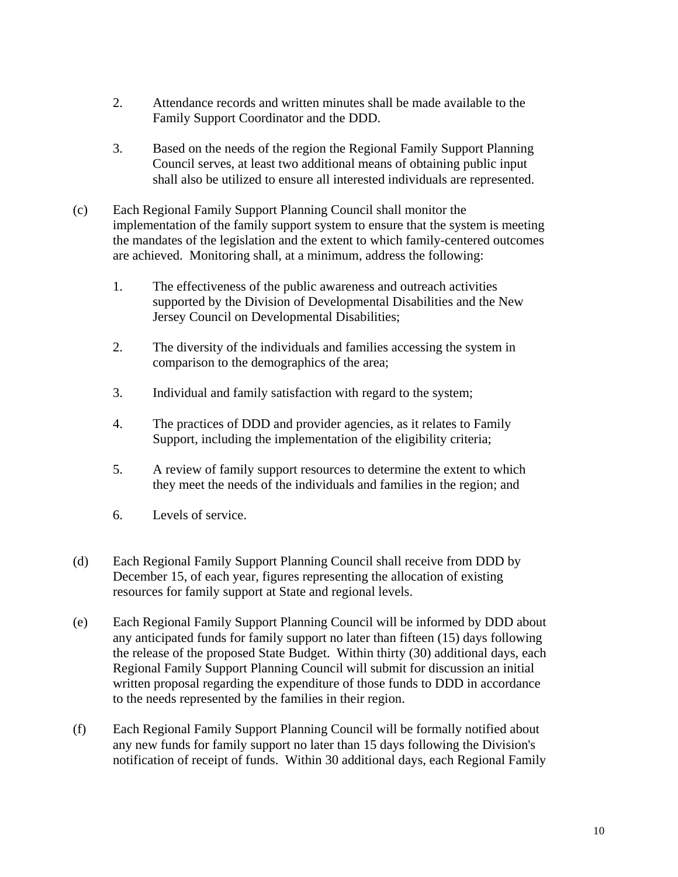2. Attendance records and written minutes shall be made available to the Family Support Coordinator and the DDD.

3. Based on the needs of the region the Regional Family Support Planning Council serves, at least two additional means of obtaining public input shall also be utilized to ensure all interested individuals are represented.

(c) Each Regional Family Support Planning Council shall monitor the implementation of the family support system to ensure that the system is meeting the mandates of the legislation and the extent to which family-centered outcomes are achieved. Monitoring shall, at a minimum, address the following:

1. The effectiveness of the public awareness and outreach activities supported by the Division of Developmental Disabilities and the New Jersey Council on Developmental Disabilities;

2. The diversity of the individuals and families accessing the system in comparison to the demographics of the area;

3. Individual and family satisfaction with regard to the system;

4. The practices of DDD and provider agencies, as it relates to Family Support, including the implementation of the eligibility criteria;

5. A review of family support resources to determine the extent to which they meet the needs of the individuals and families in the region; and

6. Levels of service.

(d) Each Regional Family Support Planning Council shall receive from DDD by December 15, of each year, figures representing the allocation of existing resources for family support at State and regional levels.

(e) Each Regional Family Support Planning Council will be informed by DDD about any anticipated funds for family support no later than fifteen (15) days following the release of the proposed State Budget. Within thirty (30) additional days, each Regional Family Support Planning Council will submit for discussion an initial written proposal regarding the expenditure of those funds to DDD in accordance to the needs represented by the families in their region.

(f) Each Regional Family Support Planning Council will be formally notified about any new funds for family support no later than 15 days following the Division's notification of receipt of funds. Within 30 additional days, each Regional Family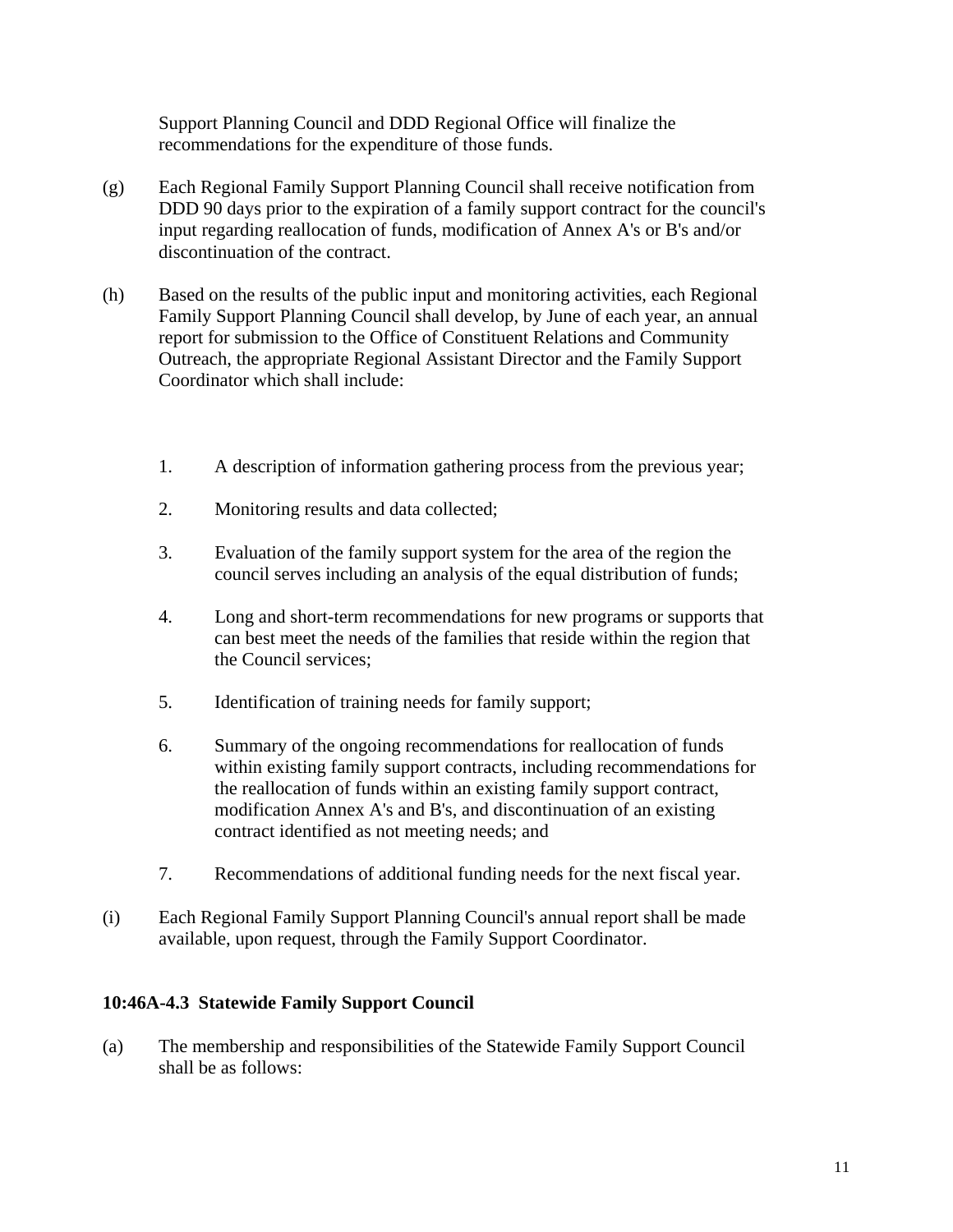Support Planning Council and DDD Regional Office will finalize the recommendations for the expenditure of those funds.

(g) Each Regional Family Support Planning Council shall receive notification from DDD 90 days prior to the expiration of a family support contract for the council's input regarding reallocation of funds, modification of Annex A's or B's and/or discontinuation of the contract.

(h) Based on the results of the public input and monitoring activities, each Regional Family Support Planning Council shall develop, by June of each year, an annual report for submission to the Office of Constituent Relations and Community Outreach, the appropriate Regional Assistant Director and the Family Support Coordinator which shall include:

1. A description of information gathering process from the previous year;

2. Monitoring results and data collected;

3. Evaluation of the family support system for the area of the region the council serves including an analysis of the equal distribution of funds;

4. Long and short-term recommendations for new programs or supports that can best meet the needs of the families that reside within the region that the Council services;

5. Identification of training needs for family support;

6. Summary of the ongoing recommendations for reallocation of funds within existing family support contracts, including recommendations for the reallocation of funds within an existing family support contract, modification Annex A's and B's, and discontinuation of an existing contract identified as not meeting needs; and

7. Recommendations of additional funding needs for the next fiscal year.

(i) Each Regional Family Support Planning Council's annual report shall be made available, upon request, through the Family Support Coordinator.

**10:46A-4.3 Statewide Family Support Council**

(a) The membership and responsibilities of the Statewide Family Support Council shall be as follows: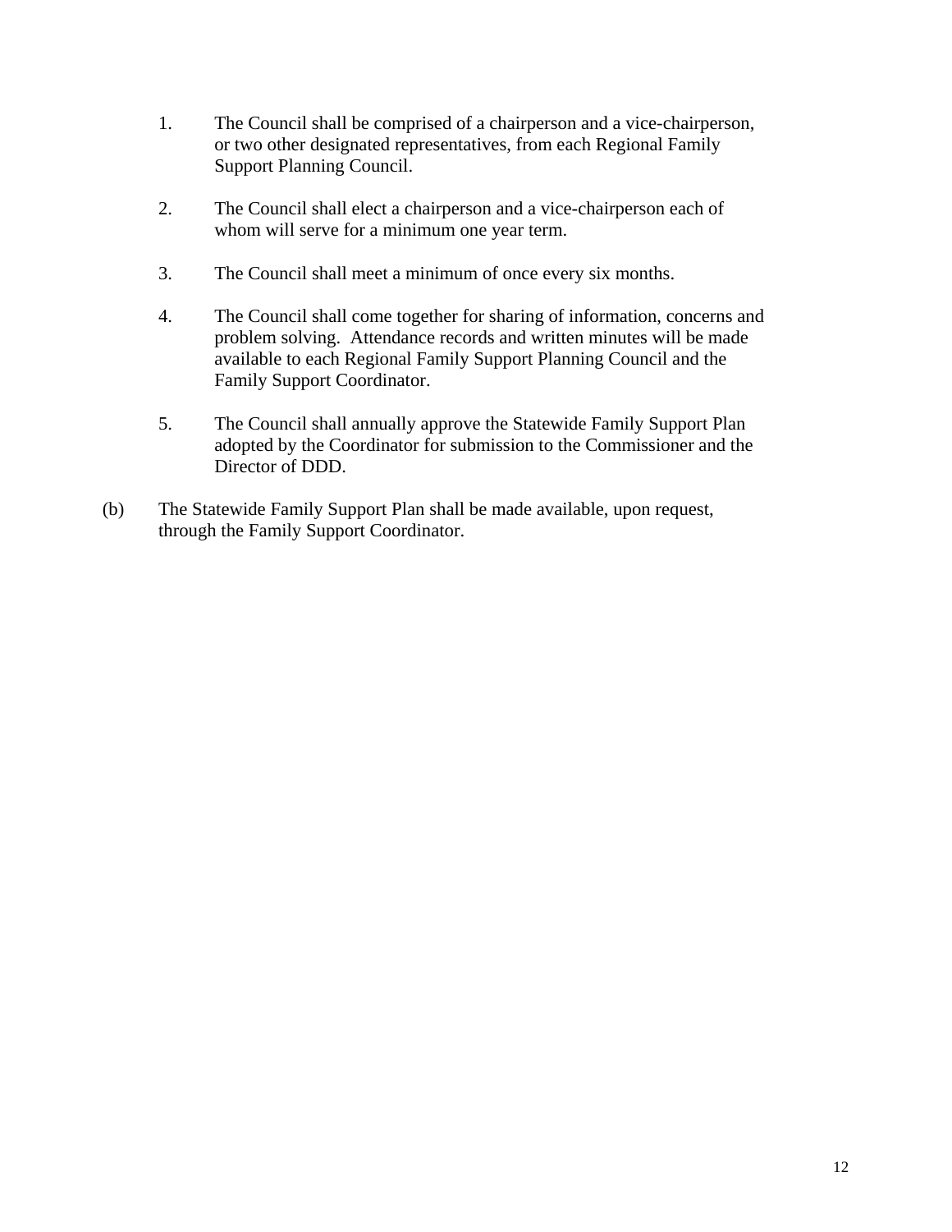1. The Council shall be comprised of a chairperson and a vice-chairperson, or two other designated representatives, from each Regional Family Support Planning Council.

2. The Council shall elect a chairperson and a vice-chairperson each of whom will serve for a minimum one year term.

3. The Council shall meet a minimum of once every six months.

4. The Council shall come together for sharing of information, concerns and problem solving. Attendance records and written minutes will be made available to each Regional Family Support Planning Council and the Family Support Coordinator.

5. The Council shall annually approve the Statewide Family Support Plan adopted by the Coordinator for submission to the Commissioner and the Director of DDD.

(b) The Statewide Family Support Plan shall be made available, upon request, through the Family Support Coordinator.